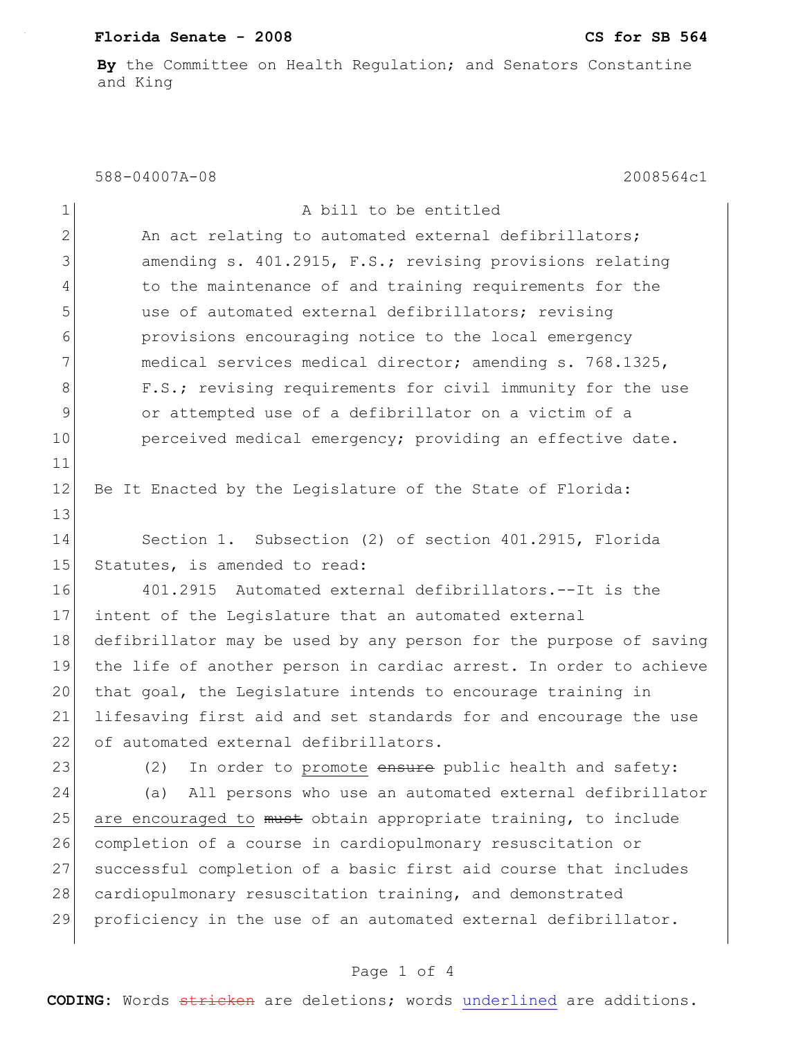**Florida Senate - 2008** **CS for SB 564**

**By** the Committee on Health Regulation; and Senators Constantine and King

588-04007A-08 2008564c1

A bill to be entitled

An act relating to automated external defibrillators; amending s. 401.2915, F.S.; revising provisions relating to the maintenance of and training requirements for the use of automated external defibrillators; revising provisions encouraging notice to the local emergency medical services medical director; amending s. 768.1325, F.S.; revising requirements for civil immunity for the use or attempted use of a defibrillator on a victim of a perceived medical emergency; providing an effective date.

Be It Enacted by the Legislature of the State of Florida:

Section 1. Subsection (2) of section 401.2915, Florida Statutes, is amended to read:

401.2915 Automated external defibrillators.--It is the intent of the Legislature that an automated external defibrillator may be used by any person for the purpose of saving the life of another person in cardiac arrest. In order to achieve that goal, the Legislature intends to encourage training in lifesaving first aid and set standards for and encourage the use of automated external defibrillators.

(2) In order to <u>promote</u> ~~ensure~~ public health and safety:

(a) All persons who use an automated external defibrillator <u>are encouraged to</u> ~~must~~ obtain appropriate training, to include completion of a course in cardiopulmonary resuscitation or successful completion of a basic first aid course that includes cardiopulmonary resuscitation training, and demonstrated proficiency in the use of an automated external defibrillator.

**CODING:** Words ~~stricken~~ are deletions; words <u>underlined</u> are additions.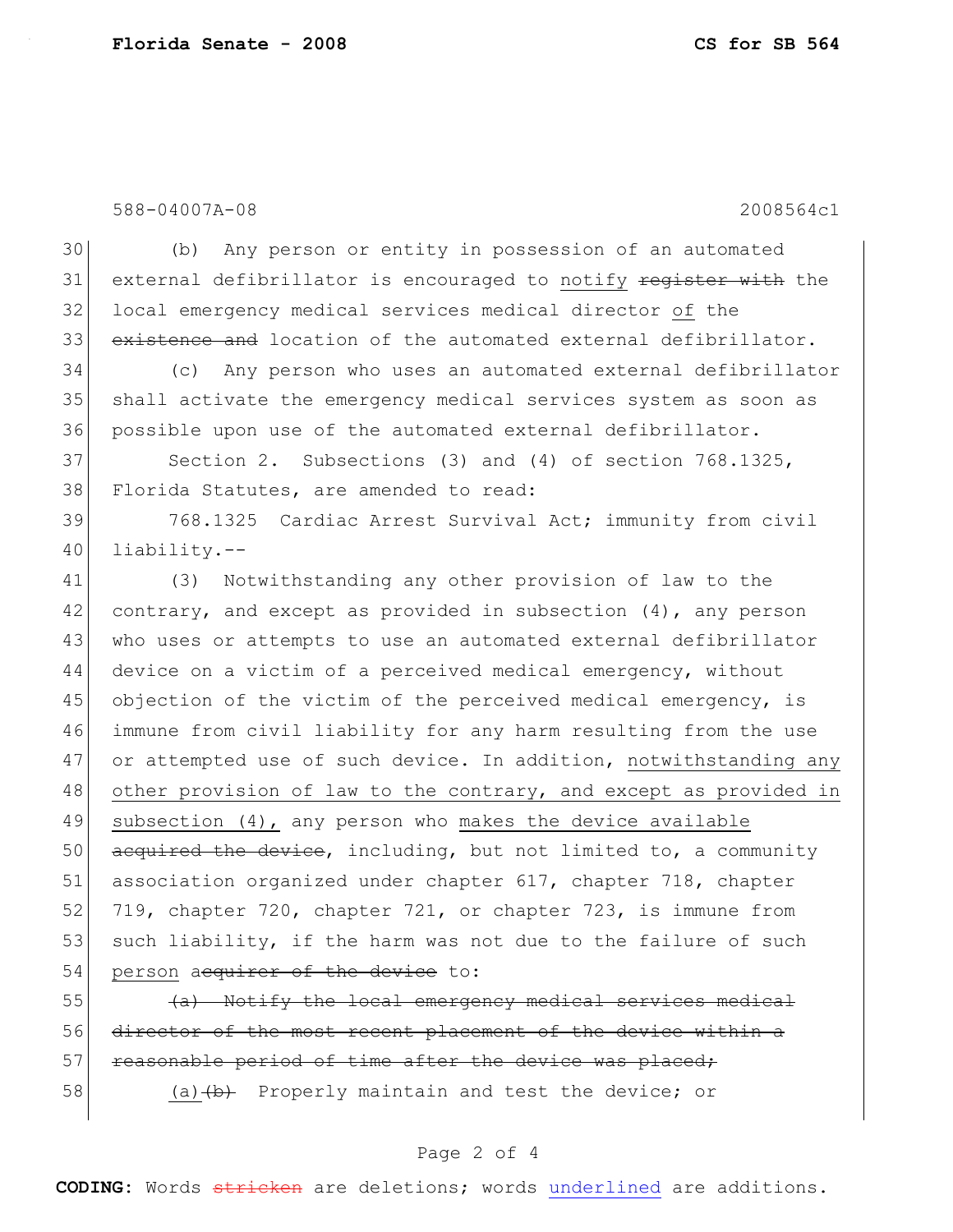588-04007A-08 2008564c1

30 (b) Any person or entity in possession of an automated
31 external defibrillator is encouraged to <u>notify</u> ~~register with~~ the
32 local emergency medical services medical director <u>of</u> the
33 ~~existence and~~ location of the automated external defibrillator.

34 (c) Any person who uses an automated external defibrillator
35 shall activate the emergency medical services system as soon as
36 possible upon use of the automated external defibrillator.

37 Section 2. Subsections (3) and (4) of section 768.1325,
38 Florida Statutes, are amended to read:

39 768.1325 Cardiac Arrest Survival Act; immunity from civil
40 liability.--

41 (3) Notwithstanding any other provision of law to the
42 contrary, and except as provided in subsection (4), any person
43 who uses or attempts to use an automated external defibrillator
44 device on a victim of a perceived medical emergency, without
45 objection of the victim of the perceived medical emergency, is
46 immune from civil liability for any harm resulting from the use
47 or attempted use of such device. In addition, <u>notwithstanding any</u>
48 <u>other provision of law to the contrary, and except as provided in</u>
49 <u>subsection (4),</u> any person who <u>makes the device available</u>
50 ~~acquired the device~~, including, but not limited to, a community
51 association organized under chapter 617, chapter 718, chapter
52 719, chapter 720, chapter 721, or chapter 723, is immune from
53 such liability, if the harm was not due to the failure of such
54 <u>person</u> ~~acquirer of the device~~ to:

55 ~~(a) Notify the local emergency medical services medical~~
56 ~~director of the most recent placement of the device within a~~
57 ~~reasonable period of time after the device was placed;~~

58 <u>(a)</u>~~(b)~~ Properly maintain and test the device; or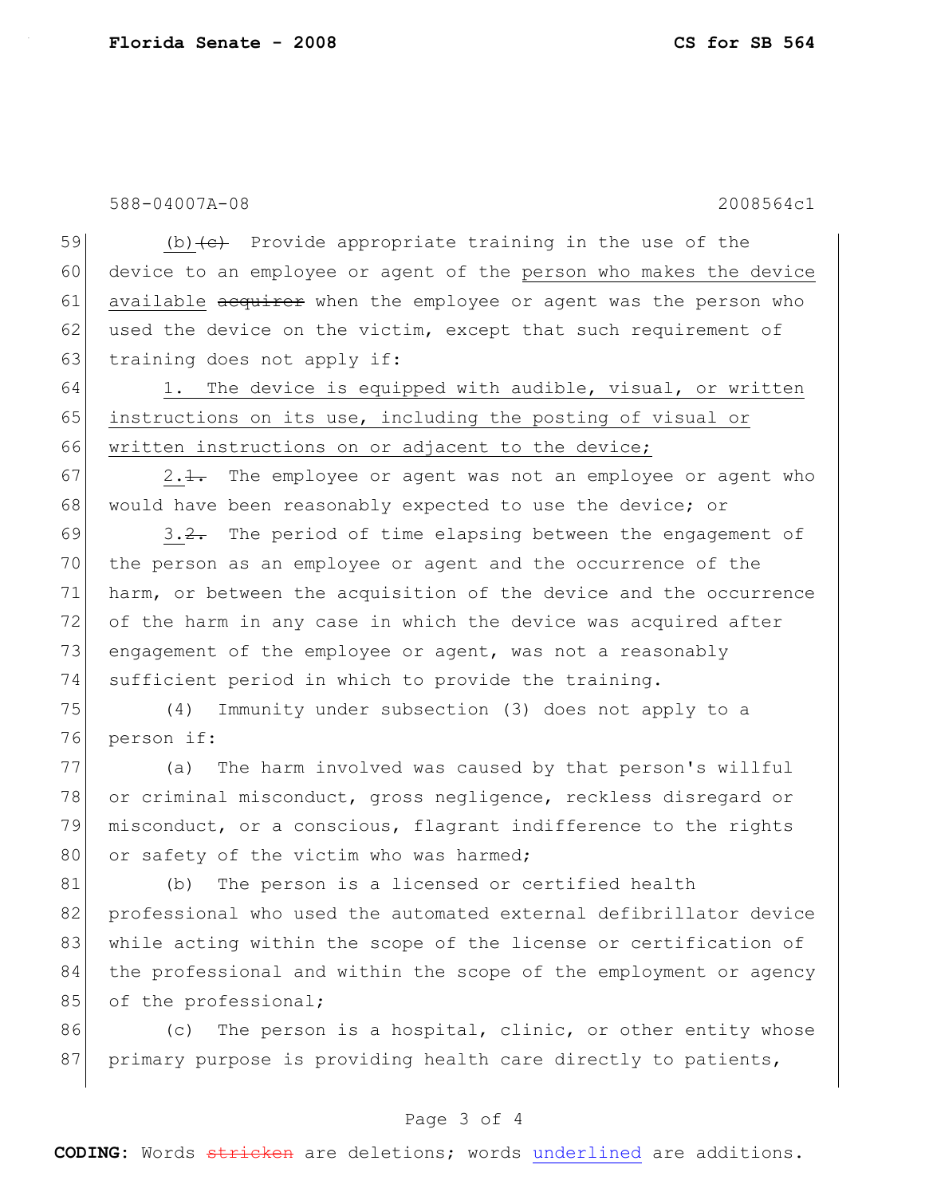588-04007A-08 2008564c1

59 (b)~~(c)~~ Provide appropriate training in the use of the
60 device to an employee or agent of the <u>person who makes the device</u>
61 <u>available</u> ~~acquirer~~ when the employee or agent was the person who
62 used the device on the victim, except that such requirement of
63 training does not apply if:

64 <u>1. The device is equipped with audible, visual, or written</u>
65 <u>instructions on its use, including the posting of visual or</u>
66 <u>written instructions on or adjacent to the device;</u>

67 <u>2.</u>~~1.~~ The employee or agent was not an employee or agent who
68 would have been reasonably expected to use the device; or

69 <u>3.</u>~~2.~~ The period of time elapsing between the engagement of
70 the person as an employee or agent and the occurrence of the
71 harm, or between the acquisition of the device and the occurrence
72 of the harm in any case in which the device was acquired after
73 engagement of the employee or agent, was not a reasonably
74 sufficient period in which to provide the training.

75 (4) Immunity under subsection (3) does not apply to a
76 person if:

77 (a) The harm involved was caused by that person's willful
78 or criminal misconduct, gross negligence, reckless disregard or
79 misconduct, or a conscious, flagrant indifference to the rights
80 or safety of the victim who was harmed;

81 (b) The person is a licensed or certified health
82 professional who used the automated external defibrillator device
83 while acting within the scope of the license or certification of
84 the professional and within the scope of the employment or agency
85 of the professional;

86 (c) The person is a hospital, clinic, or other entity whose
87 primary purpose is providing health care directly to patients,

**CODING:** Words ~~stricken~~ are deletions; words <u>underlined</u> are additions.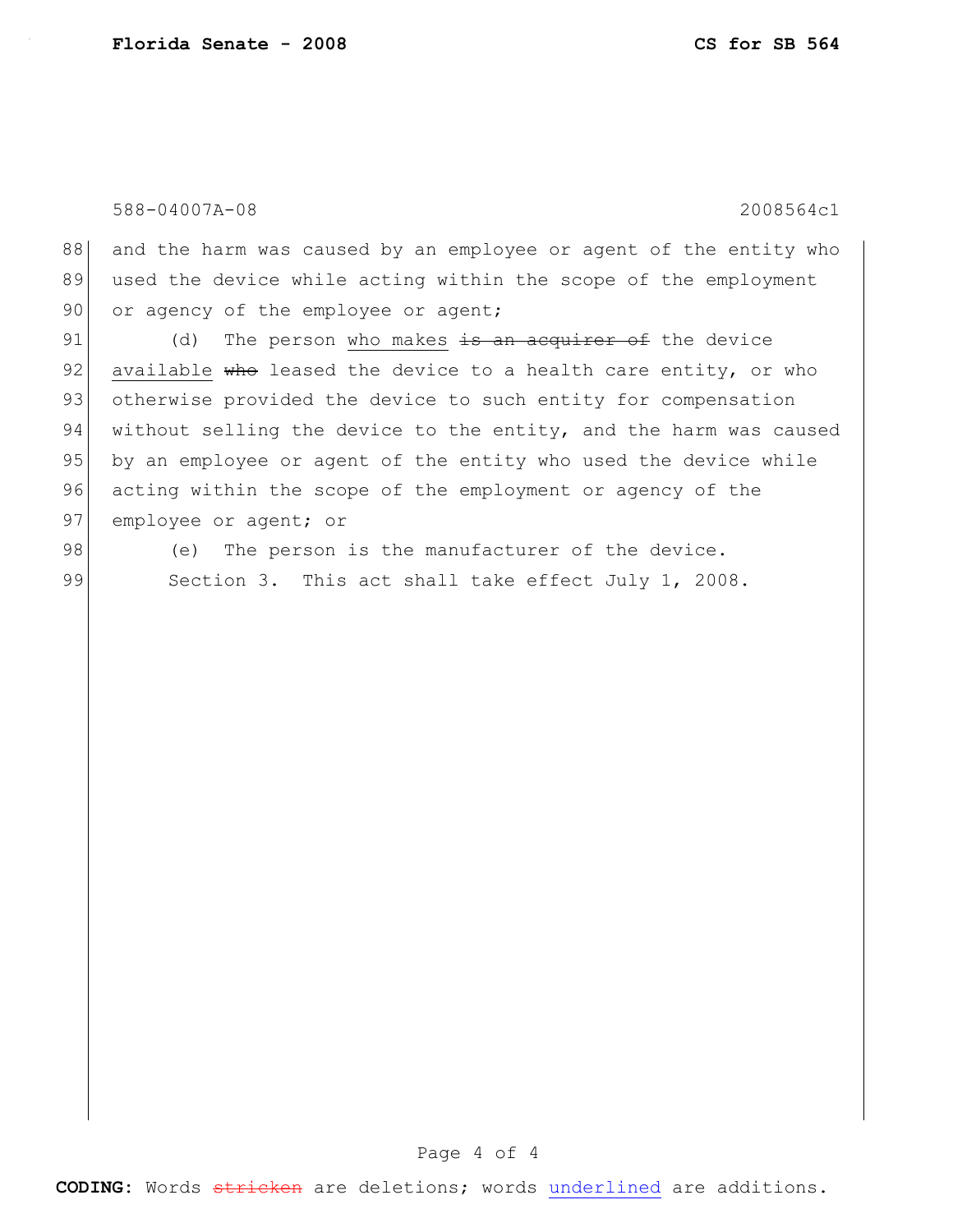588-04007A-08 2008564c1

88 and the harm was caused by an employee or agent of the entity who
89 used the device while acting within the scope of the employment
90 or agency of the employee or agent;

91 (d) The person <u>who makes</u> ~~is an acquirer of~~ the device
92 <u>available</u> ~~who~~ leased the device to a health care entity, or who
93 otherwise provided the device to such entity for compensation
94 without selling the device to the entity, and the harm was caused
95 by an employee or agent of the entity who used the device while
96 acting within the scope of the employment or agency of the
97 employee or agent; or

98 (e) The person is the manufacturer of the device.

99 Section 3. This act shall take effect July 1, 2008.

**CODING:** Words ~~stricken~~ are deletions; words <u>underlined</u> are additions.